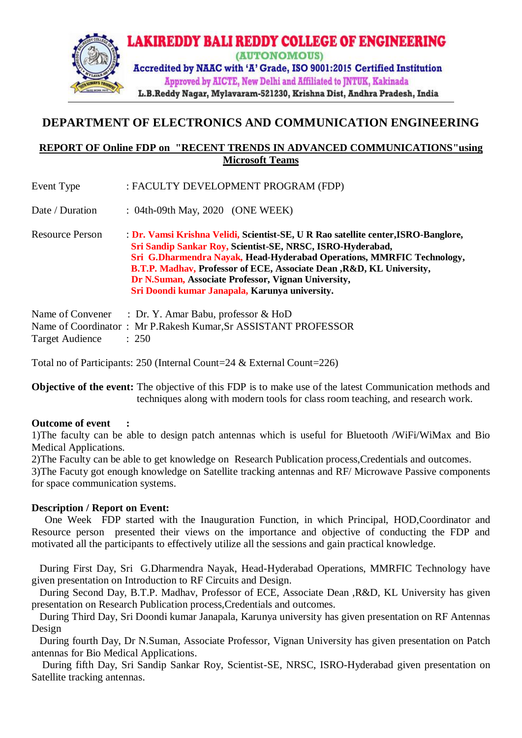# LAKIREDDY BALI REDDY COLLEGE OF ENGINEERING

(AUTONOMOUS)

Accredited by NAAC with 'A' Grade, ISO 9001:2015 Certified Institution

Approved by AICTE, New Delhi and Affiliated to JNTUK, Kakinada

L.B.Reddy Nagar, Mylavaram-521230, Krishna Dist, Andhra Pradesh, India

## DEPARTMENT OF ELECTRONICS AND COMMUNICATION ENGINEERING

### REPORT OF Online FDP on "RECENT TRENDS IN ADVANCED COMMUNICATIONS"using Microsoft Teams

Event Type : FACULTY DEVELOPMENT PROGRAM (FDP)

Date / Duration : 04th-09th May, 2020 (ONE WEEK)

Resource Person : **Dr. Vamsi Krishna Velidi, Scientist-SE, U R Rao satellite center,ISRO-Banglore,**
**Sri Sandip Sankar Roy, Scientist-SE, NRSC, ISRO-Hyderabad,**
**Sri G.Dharmendra Nayak, Head-Hyderabad Operations, MMRFIC Technology,**
**B.T.P. Madhav, Professor of ECE, Associate Dean ,R&D, KL University,**
**Dr N.Suman, Associate Professor, Vignan University,**
**Sri Doondi kumar Janapala, Karunya university.**

Name of Convener : Dr. Y. Amar Babu, professor & HoD
Name of Coordinator : Mr P.Rakesh Kumar,Sr ASSISTANT PROFESSOR
Target Audience : 250

Total no of Participants: 250 (Internal Count=24 & External Count=226)

**Objective of the event:** The objective of this FDP is to make use of the latest Communication methods and techniques along with modern tools for class room teaching, and research work.

**Outcome of event :**

1)The faculty can be able to design patch antennas which is useful for Bluetooth /WiFi/WiMax and Bio Medical Applications.
2)The Faculty can be able to get knowledge on Research Publication process,Credentials and outcomes.
3)The Facuty got enough knowledge on Satellite tracking antennas and RF/ Microwave Passive components for space communication systems.

**Description / Report on Event:**

One Week FDP started with the Inauguration Function, in which Principal, HOD,Coordinator and Resource person presented their views on the importance and objective of conducting the FDP and motivated all the participants to effectively utilize all the sessions and gain practical knowledge.

During First Day, Sri G.Dharmendra Nayak, Head-Hyderabad Operations, MMRFIC Technology have given presentation on Introduction to RF Circuits and Design.
During Second Day, B.T.P. Madhav, Professor of ECE, Associate Dean ,R&D, KL University has given presentation on Research Publication process,Credentials and outcomes.
During Third Day, Sri Doondi kumar Janapala, Karunya university has given presentation on RF Antennas Design
During fourth Day, Dr N.Suman, Associate Professor, Vignan University has given presentation on Patch antennas for Bio Medical Applications.
During fifth Day, Sri Sandip Sankar Roy, Scientist-SE, NRSC, ISRO-Hyderabad given presentation on Satellite tracking antennas.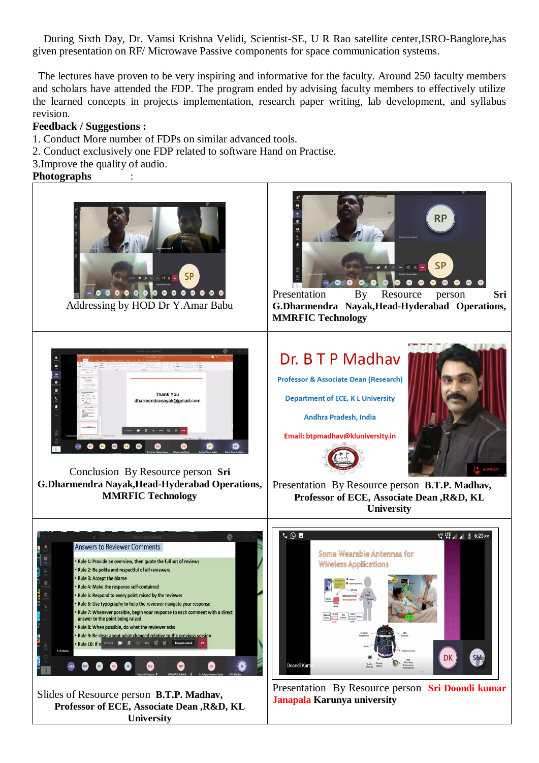During Sixth Day, Dr. Vamsi Krishna Velidi, Scientist-SE, U R Rao satellite center,ISRO-Banglore,has given presentation on RF/ Microwave Passive components for space communication systems.

The lectures have proven to be very inspiring and informative for the faculty. Around 250 faculty members and scholars have attended the FDP. The program ended by advising faculty members to effectively utilize the learned concepts in projects implementation, research paper writing, lab development, and syllabus revision.

**Feedback / Suggestions :**

1. Conduct More number of FDPs on similar advanced tools.
2. Conduct exclusively one FDP related to software Hand on Practise.
3. Improve the quality of audio.

**Photographs :**

| | |
|---|---|
| Addressing by HOD Dr Y.Amar Babu | Presentation By Resource person **Sri G.Dharmendra Nayak,Head-Hyderabad Operations, MMRFIC Technology** |
| Conclusion By Resource person **Sri G.Dharmendra Nayak,Head-Hyderabad Operations, MMRFIC Technology** | Presentation By Resource person **B.T.P. Madhav, Professor of ECE, Associate Dean ,R&D, KL University** |
| Slides of Resource person **B.T.P. Madhav, Professor of ECE, Associate Dean ,R&D, KL University** | Presentation By Resource person **Sri Doondi kumar Janapala Karunya university** |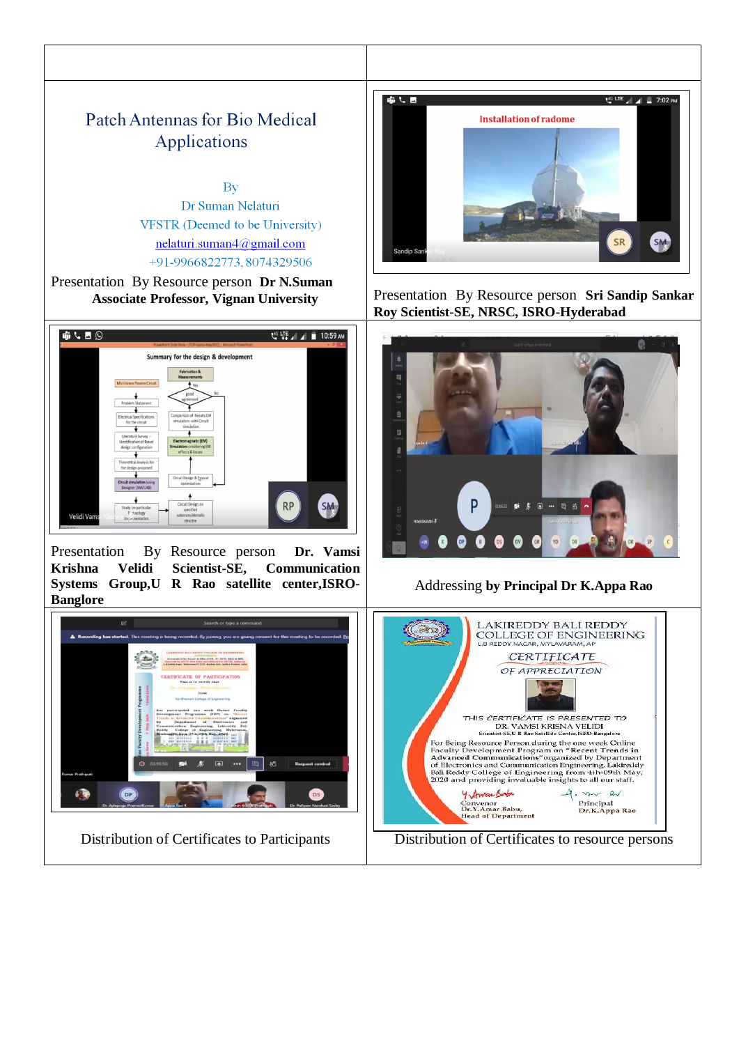| | |
|---|---|
| | |
| Patch Antennas for Bio Medical Applications<br><br>By<br>Dr Suman Nelaturi<br>VFSTR (Deemed to be University)<br>nelaturi.suman4@gmail.com<br>+91-9966822773, 8074329506<br><br>Presentation By Resource person **Dr N.Suman Associate Professor, Vignan University** | Presentation By Resource person **Sri Sandip Sankar Roy Scientist-SE, NRSC, ISRO-Hyderabad** |
| Presentation By Resource person **Dr. Vamsi Krishna Velidi Scientist-SE, Communication Systems Group,U R Rao satellite center,ISRO-Banglore** | Addressing **by Principal Dr K.Appa Rao** |
| Distribution of Certificates to Participants | Distribution of Certificates to resource persons |